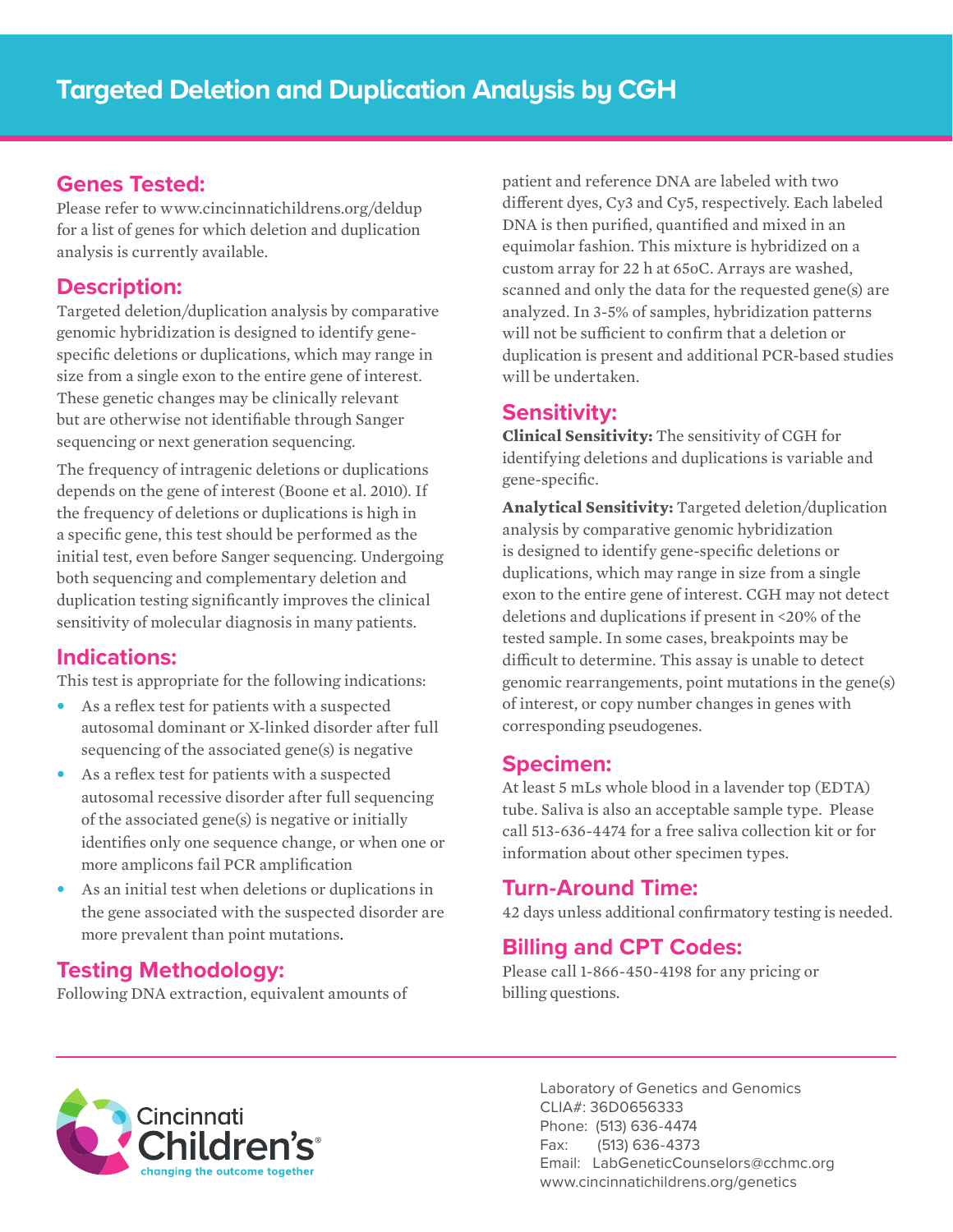# Targeted Deletion and Duplication Analysis by CGH

## Genes Tested:

Please refer to www.cincinnatichildrens.org/deldup for a list of genes for which deletion and duplication analysis is currently available.

## Description:

Targeted deletion/duplication analysis by comparative genomic hybridization is designed to identify gene-specific deletions or duplications, which may range in size from a single exon to the entire gene of interest. These genetic changes may be clinically relevant but are otherwise not identifiable through Sanger sequencing or next generation sequencing.

The frequency of intragenic deletions or duplications depends on the gene of interest (Boone et al. 2010). If the frequency of deletions or duplications is high in a specific gene, this test should be performed as the initial test, even before Sanger sequencing. Undergoing both sequencing and complementary deletion and duplication testing significantly improves the clinical sensitivity of molecular diagnosis in many patients.

## Indications:

This test is appropriate for the following indications:

- As a reflex test for patients with a suspected autosomal dominant or X-linked disorder after full sequencing of the associated gene(s) is negative
- As a reflex test for patients with a suspected autosomal recessive disorder after full sequencing of the associated gene(s) is negative or initially identifies only one sequence change, or when one or more amplicons fail PCR amplification
- As an initial test when deletions or duplications in the gene associated with the suspected disorder are more prevalent than point mutations.

## Testing Methodology:

Following DNA extraction, equivalent amounts of patient and reference DNA are labeled with two different dyes, Cy3 and Cy5, respectively. Each labeled DNA is then purified, quantified and mixed in an equimolar fashion. This mixture is hybridized on a custom array for 22 h at 65oC. Arrays are washed, scanned and only the data for the requested gene(s) are analyzed. In 3-5% of samples, hybridization patterns will not be sufficient to confirm that a deletion or duplication is present and additional PCR-based studies will be undertaken.

## Sensitivity:

**Clinical Sensitivity:** The sensitivity of CGH for identifying deletions and duplications is variable and gene-specific.

**Analytical Sensitivity:** Targeted deletion/duplication analysis by comparative genomic hybridization is designed to identify gene-specific deletions or duplications, which may range in size from a single exon to the entire gene of interest. CGH may not detect deletions and duplications if present in <20% of the tested sample. In some cases, breakpoints may be difficult to determine. This assay is unable to detect genomic rearrangements, point mutations in the gene(s) of interest, or copy number changes in genes with corresponding pseudogenes.

## Specimen:

At least 5 mLs whole blood in a lavender top (EDTA) tube. Saliva is also an acceptable sample type. Please call 513-636-4474 for a free saliva collection kit or for information about other specimen types.

## Turn-Around Time:

42 days unless additional confirmatory testing is needed.

## Billing and CPT Codes:

Please call 1-866-450-4198 for any pricing or billing questions.

Cincinnati Children's
changing the outcome together

Laboratory of Genetics and Genomics
CLIA#: 36D0656333
Phone: (513) 636-4474
Fax: (513) 636-4373
Email: LabGeneticCounselors@cchmc.org
www.cincinnatichildrens.org/genetics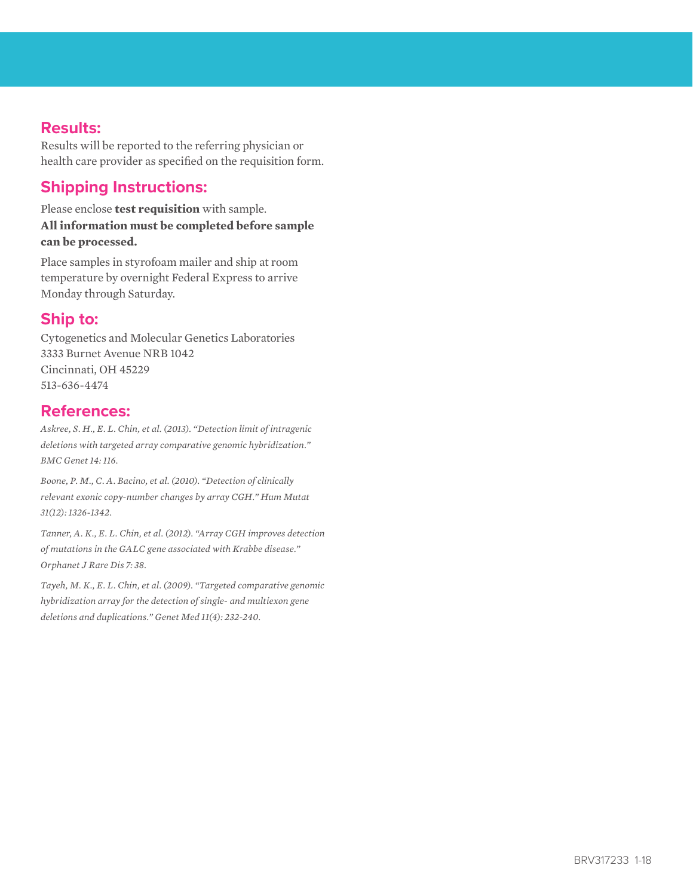## Results:

Results will be reported to the referring physician or health care provider as specified on the requisition form.

## Shipping Instructions:

Please enclose **test requisition** with sample.
**All information must be completed before sample can be processed.**

Place samples in styrofoam mailer and ship at room temperature by overnight Federal Express to arrive Monday through Saturday.

## Ship to:

Cytogenetics and Molecular Genetics Laboratories
3333 Burnet Avenue NRB 1042
Cincinnati, OH 45229
513-636-4474

## References:

*Askree, S. H., E. L. Chin, et al. (2013). "Detection limit of intragenic deletions with targeted array comparative genomic hybridization." BMC Genet 14: 116.*

*Boone, P. M., C. A. Bacino, et al. (2010). "Detection of clinically relevant exonic copy-number changes by array CGH." Hum Mutat 31(12): 1326-1342.*

*Tanner, A. K., E. L. Chin, et al. (2012). "Array CGH improves detection of mutations in the GALC gene associated with Krabbe disease." Orphanet J Rare Dis 7: 38.*

*Tayeh, M. K., E. L. Chin, et al. (2009). "Targeted comparative genomic hybridization array for the detection of single- and multiexon gene deletions and duplications." Genet Med 11(4): 232-240.*

BRV317233 1-18